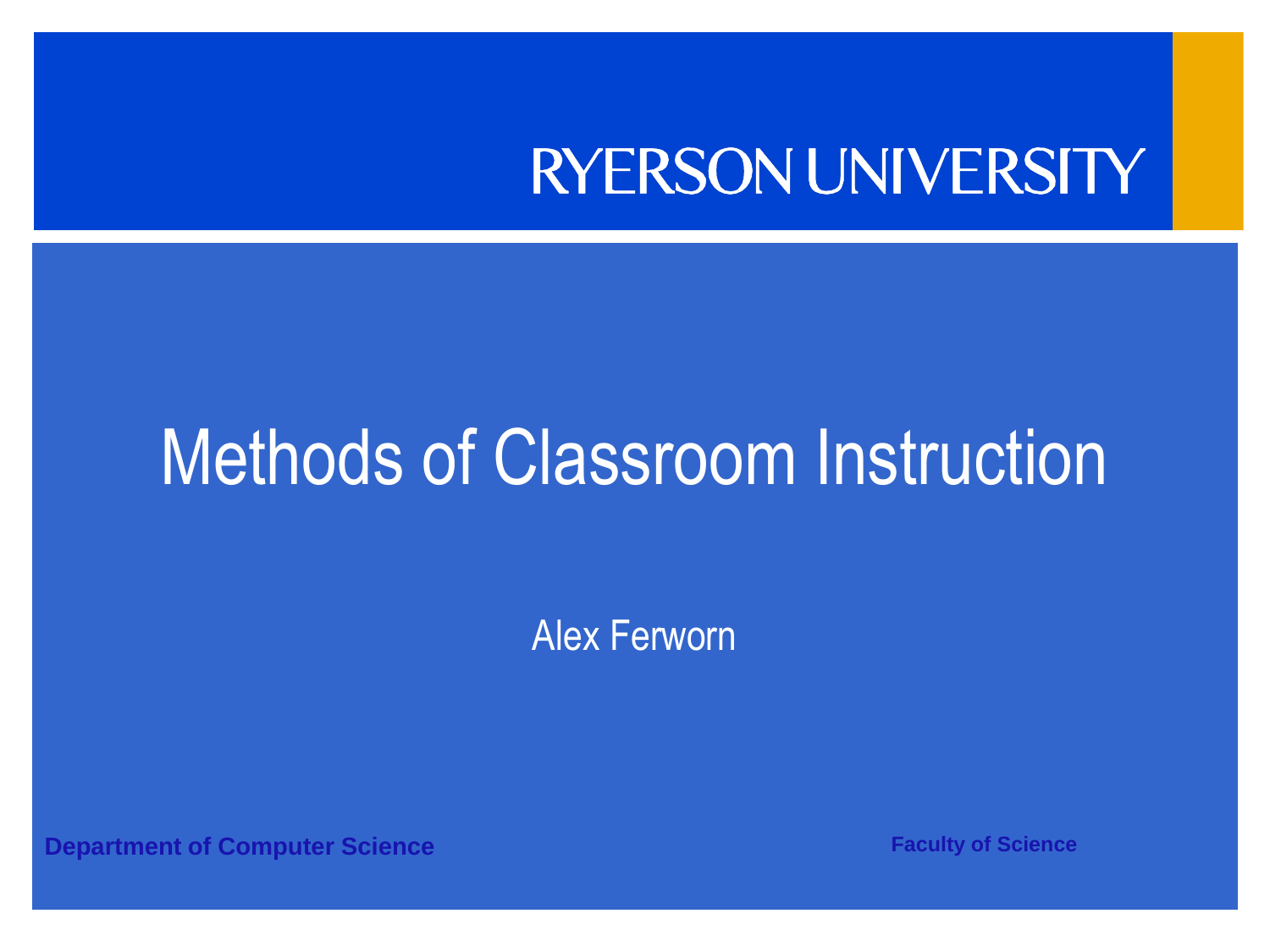RYERSON UNIVERSITY

# Methods of Classroom Instruction

Alex Ferworn

**Department of Computer Science**

**Faculty of Science**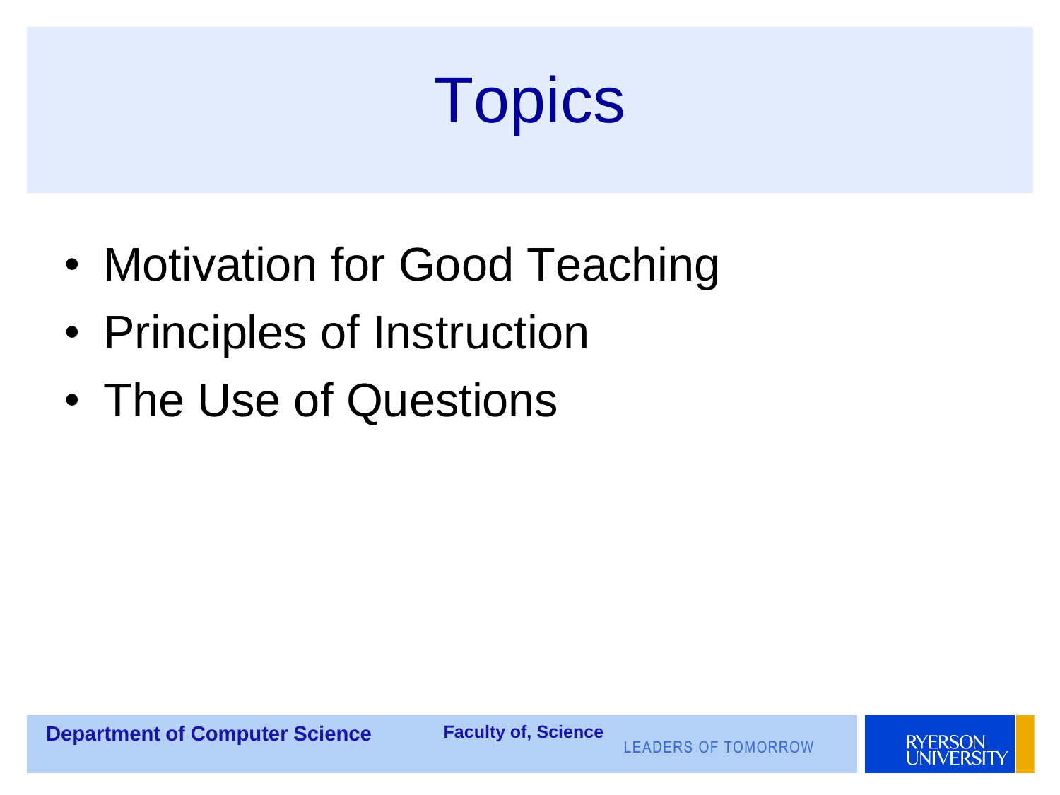# Topics

- Motivation for Good Teaching
- Principles of Instruction
- The Use of Questions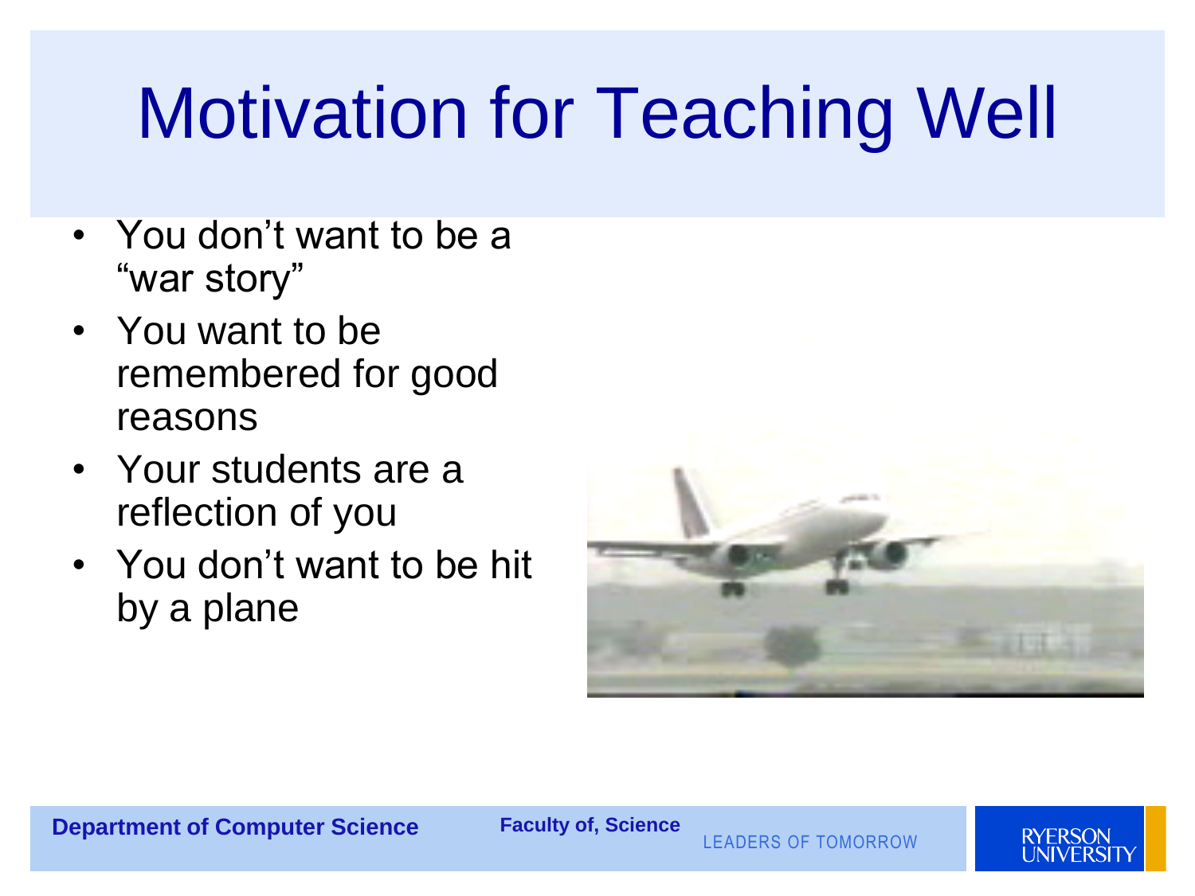# Motivation for Teaching Well

- You don't want to be a "war story"
- You want to be remembered for good reasons
- Your students are a reflection of you
- You don't want to be hit by a plane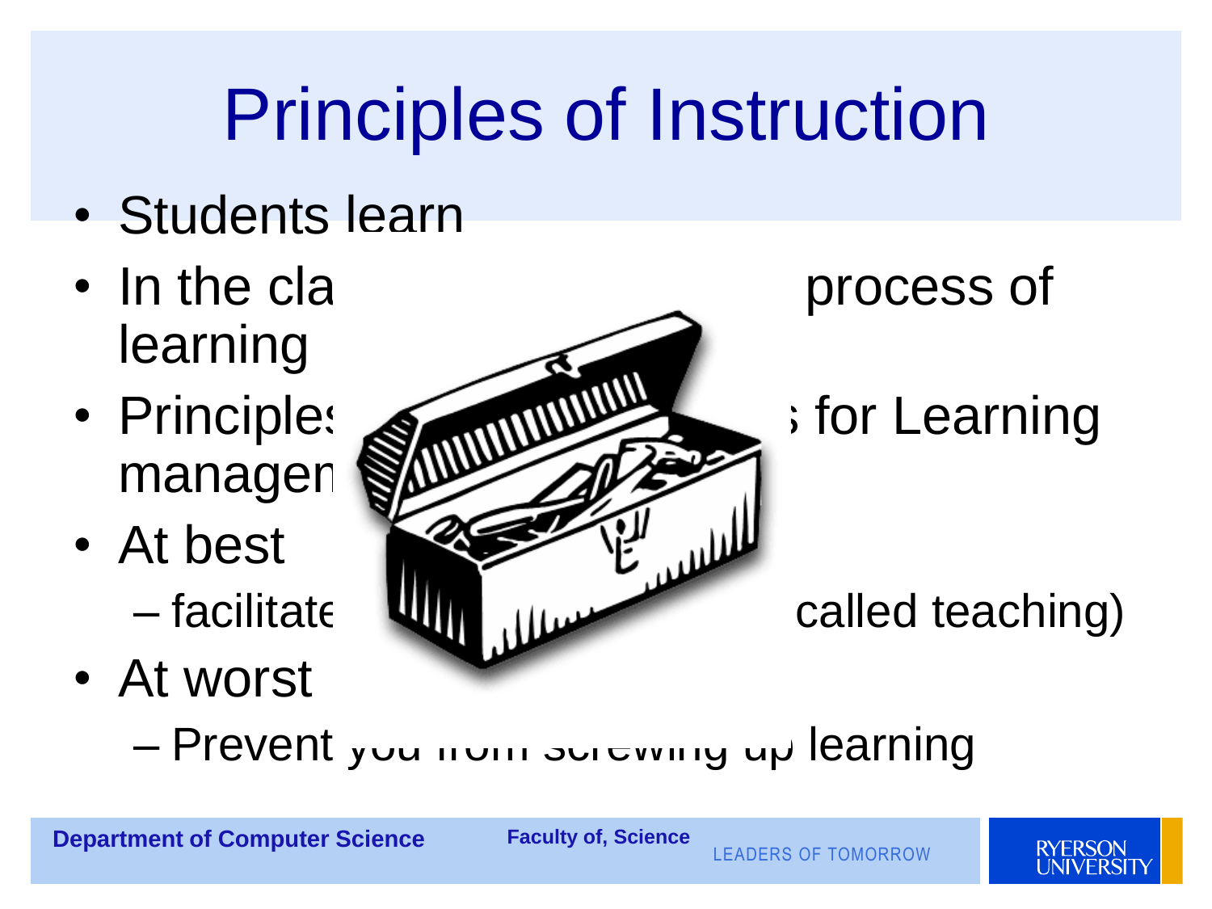# Principles of Instruction

- Students learn
- In the cla process of learning
- Principles for Learning managen
- At best
  - facilitate called teaching)
- At worst
  - Prevent you from screwing up learning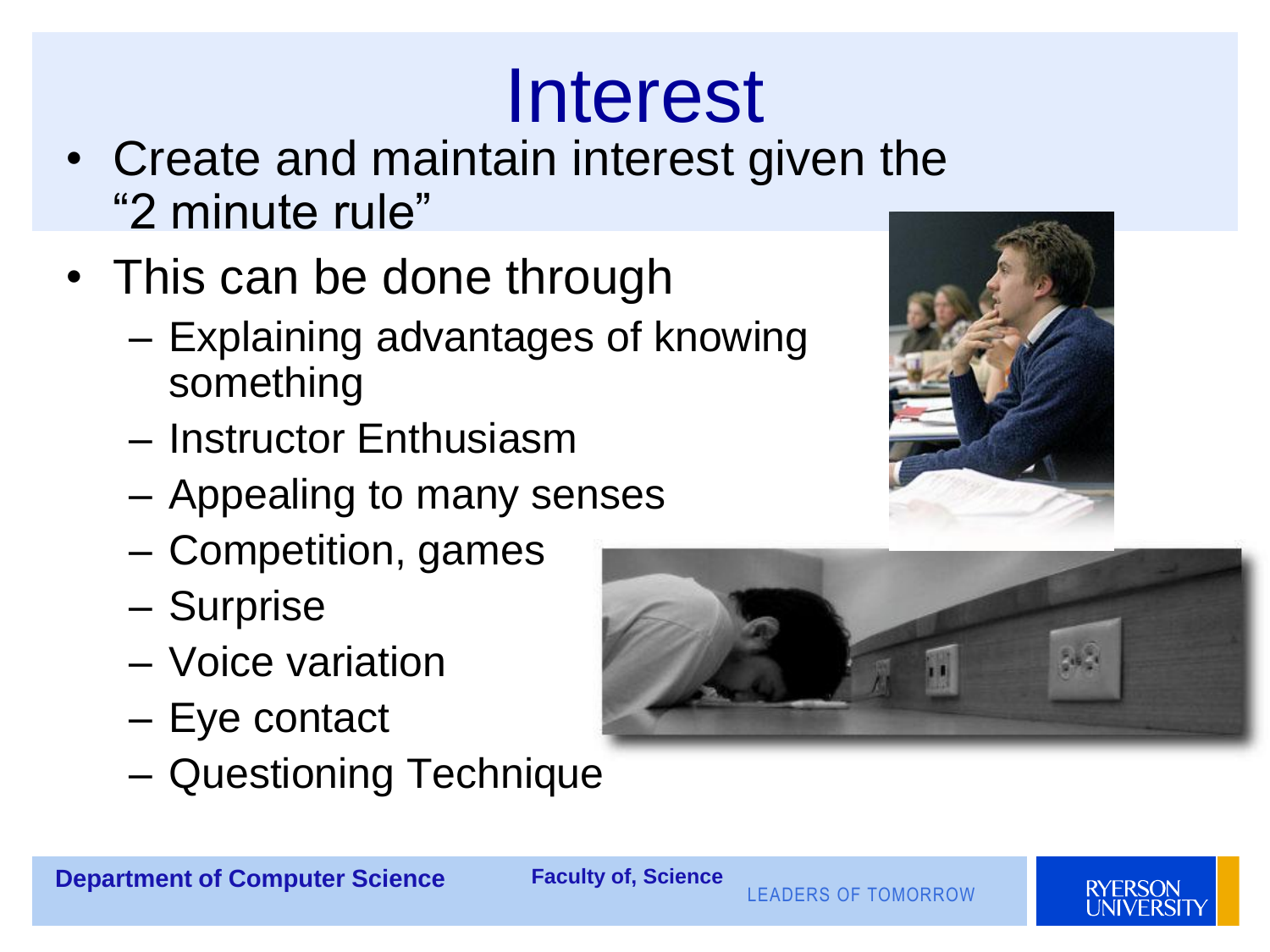# Interest

- Create and maintain interest given the "2 minute rule"
- This can be done through
  - Explaining advantages of knowing something
  - Instructor Enthusiasm
  - Appealing to many senses
  - Competition, games
  - Surprise
  - Voice variation
  - Eye contact
  - Questioning Technique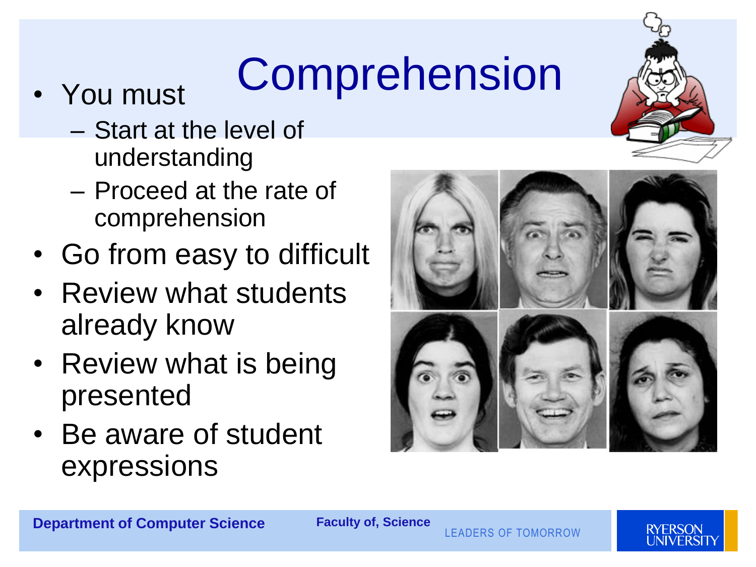# Comprehension

- You must
  - Start at the level of understanding
  - Proceed at the rate of comprehension
- Go from easy to difficult
- Review what students already know
- Review what is being presented
- Be aware of student expressions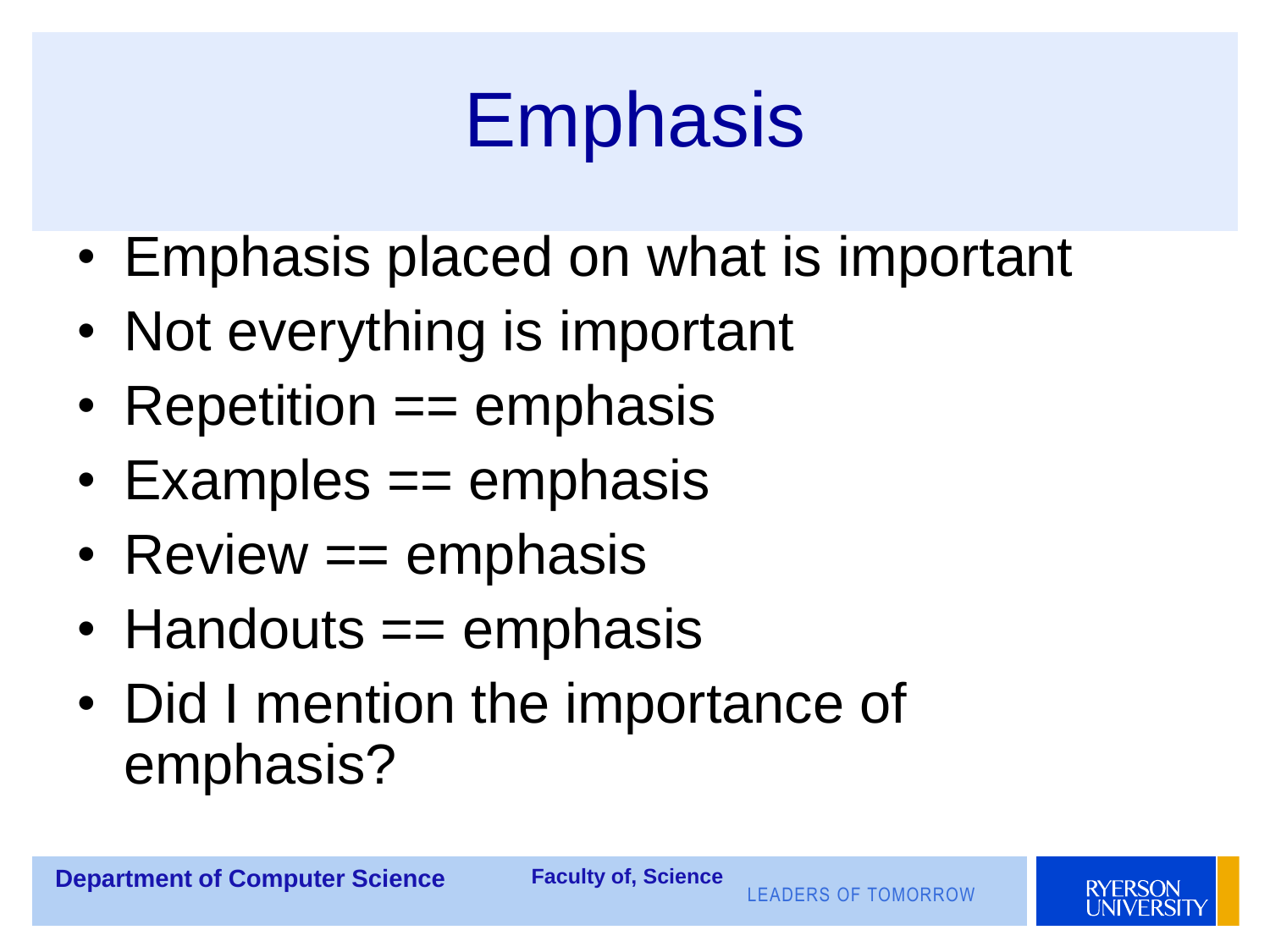# Emphasis

- Emphasis placed on what is important
- Not everything is important
- Repetition == emphasis
- Examples == emphasis
- Review == emphasis
- Handouts == emphasis
- Did I mention the importance of emphasis?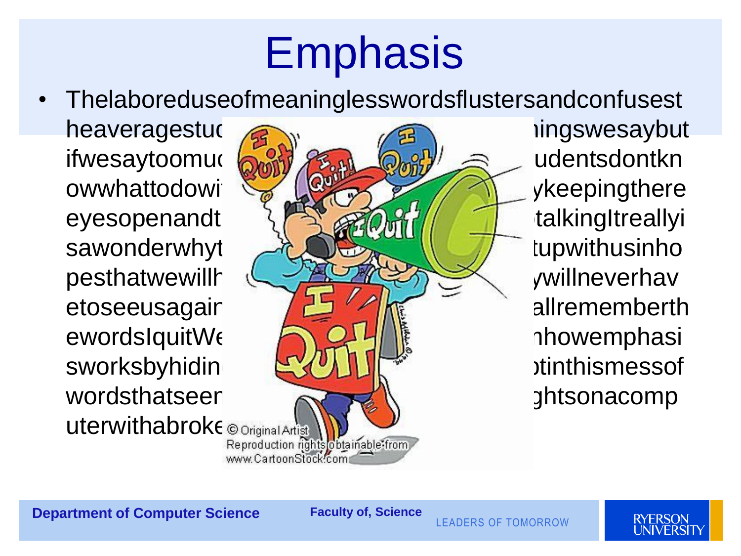# Emphasis

- Thelaboreduseofmeaninglesswordsflustersandconfusest heaveragestuc ... iingswesaybut ifwesaytoomuc ... udentsdontkn owwhattodowi ... ykeepingthere eyesopenandt ... talkingItreallyi sawonderwhyt ... tupwithusinho pesthatwewillh ... ywillneverhav etoseeusagair ... allrememberth ewordsIquitWe ... ihowemphasi sworksbyhidin ... tinthismessof wordsthatseen ... ghtsonacomp uterwithabroke

Department of Computer Science

Faculty of, Science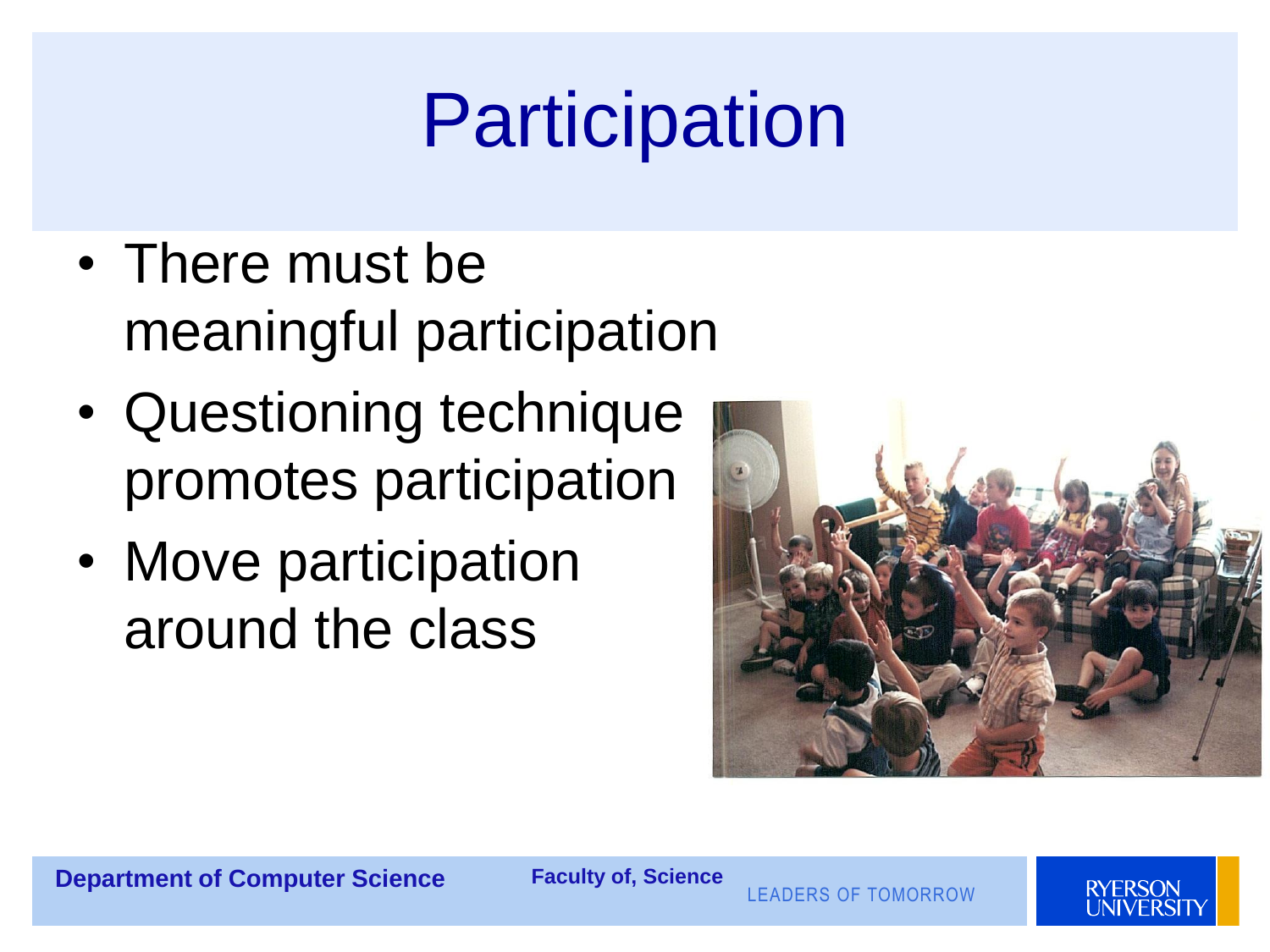# Participation

- There must be meaningful participation
- Questioning technique promotes participation
- Move participation around the class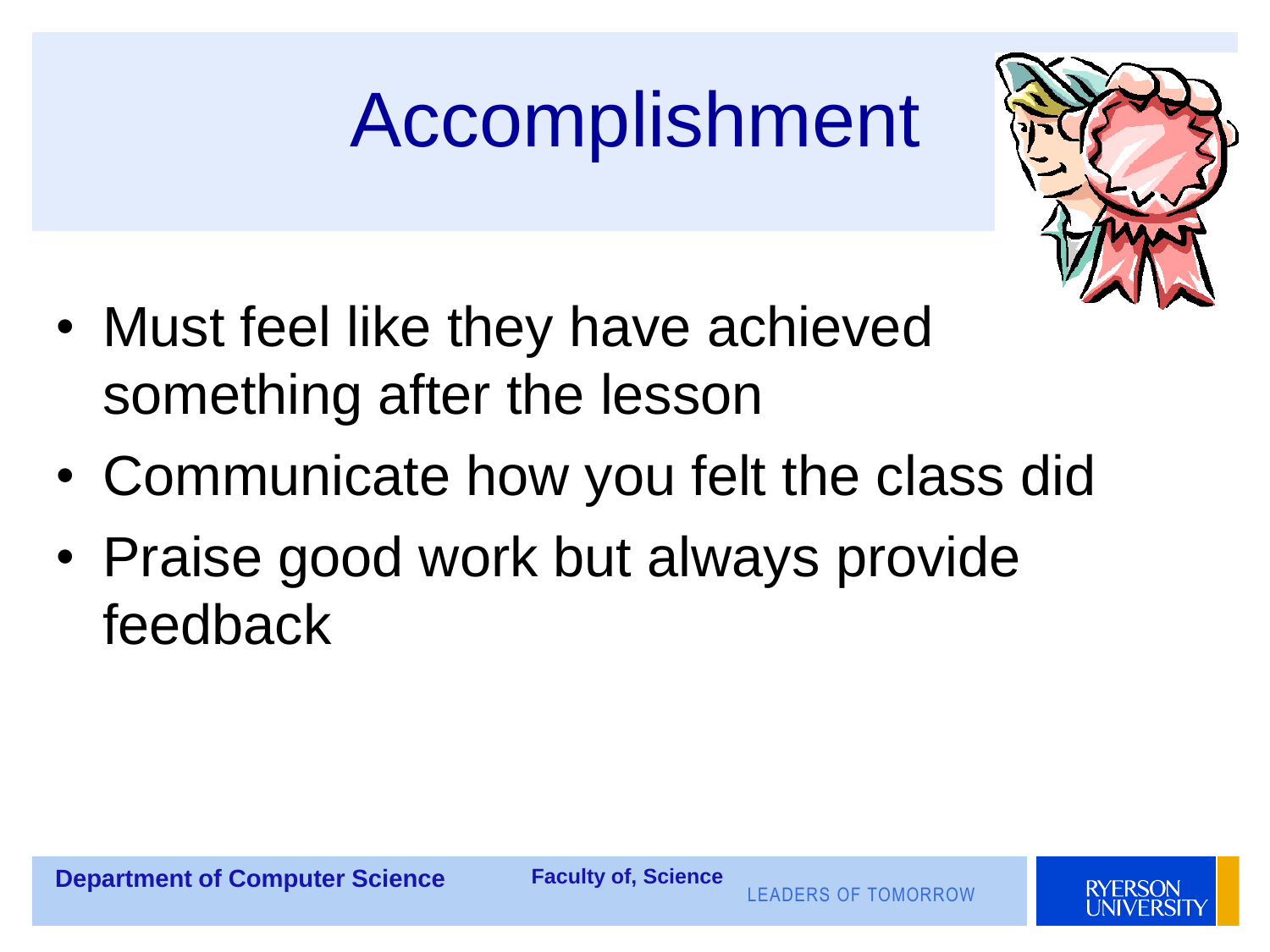# Accomplishment

- Must feel like they have achieved something after the lesson
- Communicate how you felt the class did
- Praise good work but always provide feedback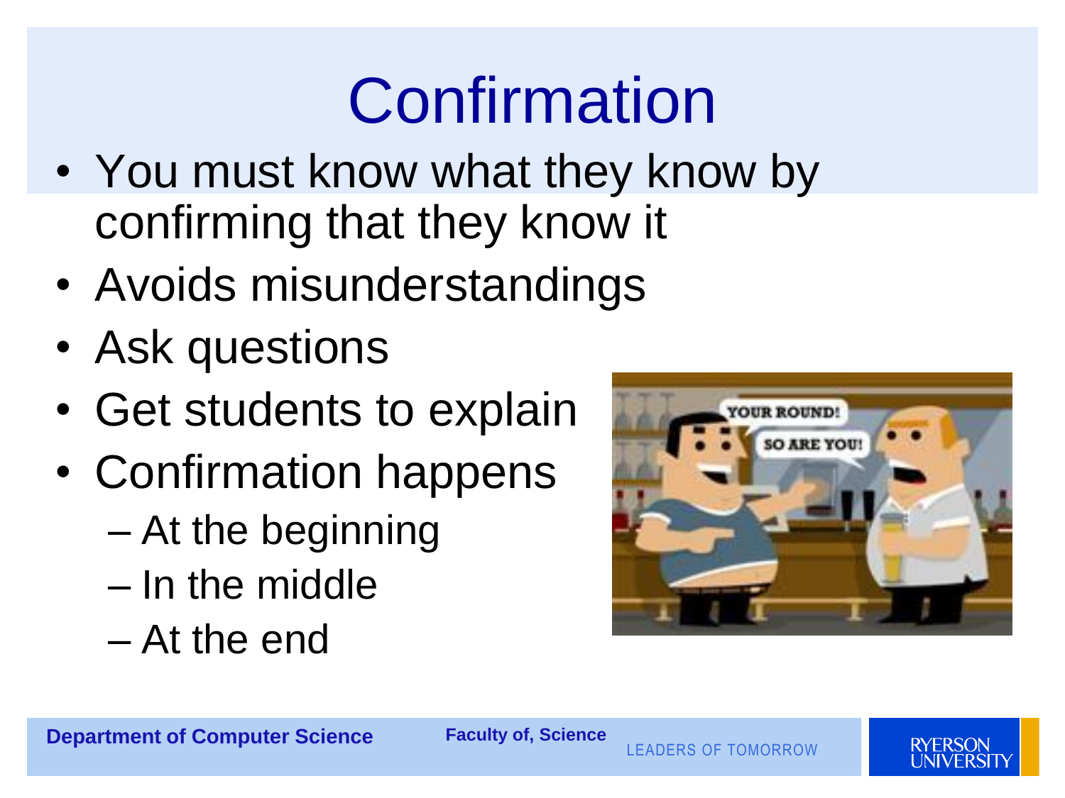# Confirmation

- You must know what they know by confirming that they know it
- Avoids misunderstandings
- Ask questions
- Get students to explain
- Confirmation happens
  - At the beginning
  - In the middle
  - At the end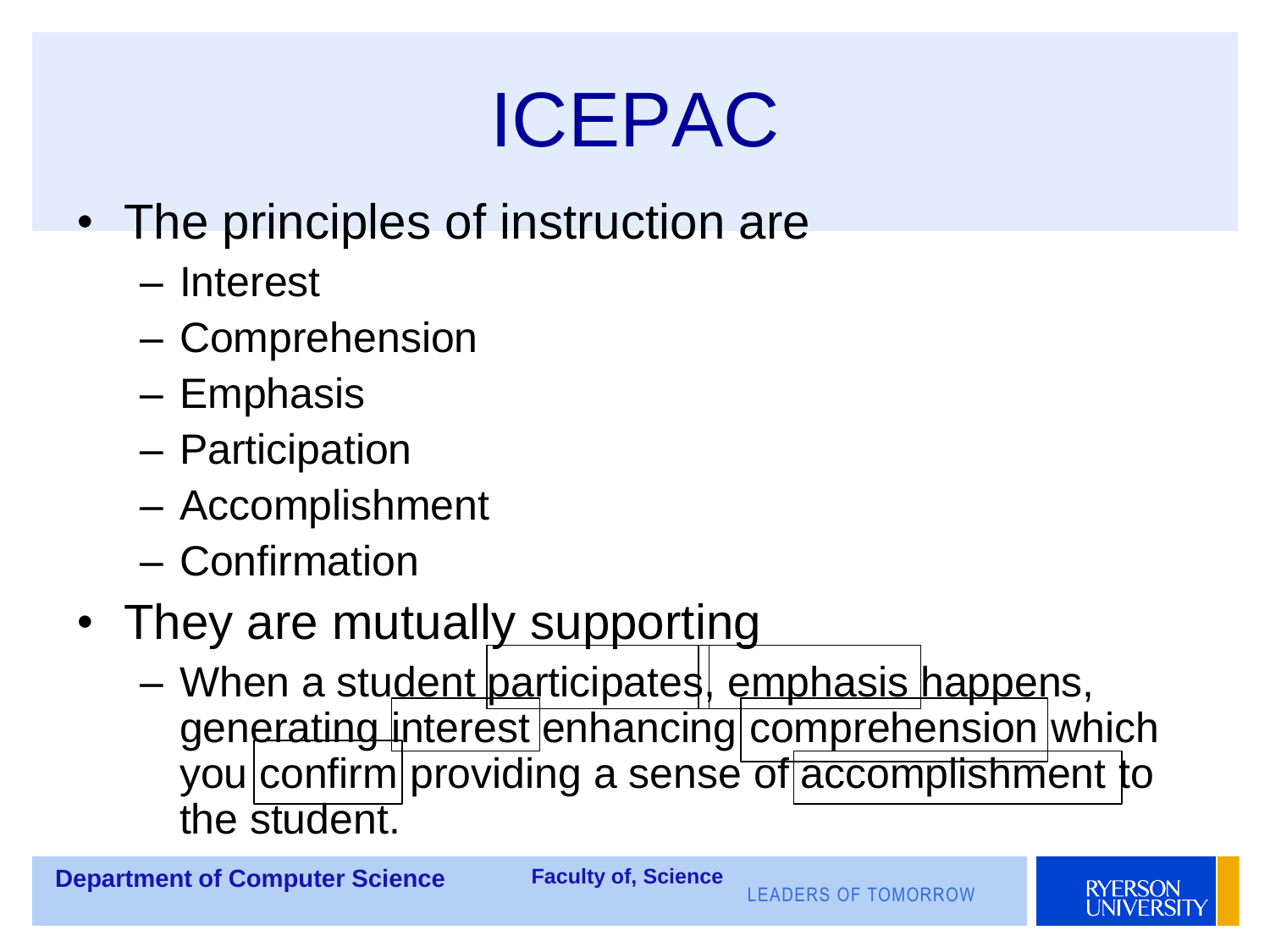# ICEPAC

- The principles of instruction are
  - Interest
  - Comprehension
  - Emphasis
  - Participation
  - Accomplishment
  - Confirmation
- They are mutually supporting
  - When a student participates, emphasis happens, generating interest enhancing comprehension which you confirm providing a sense of accomplishment to the student.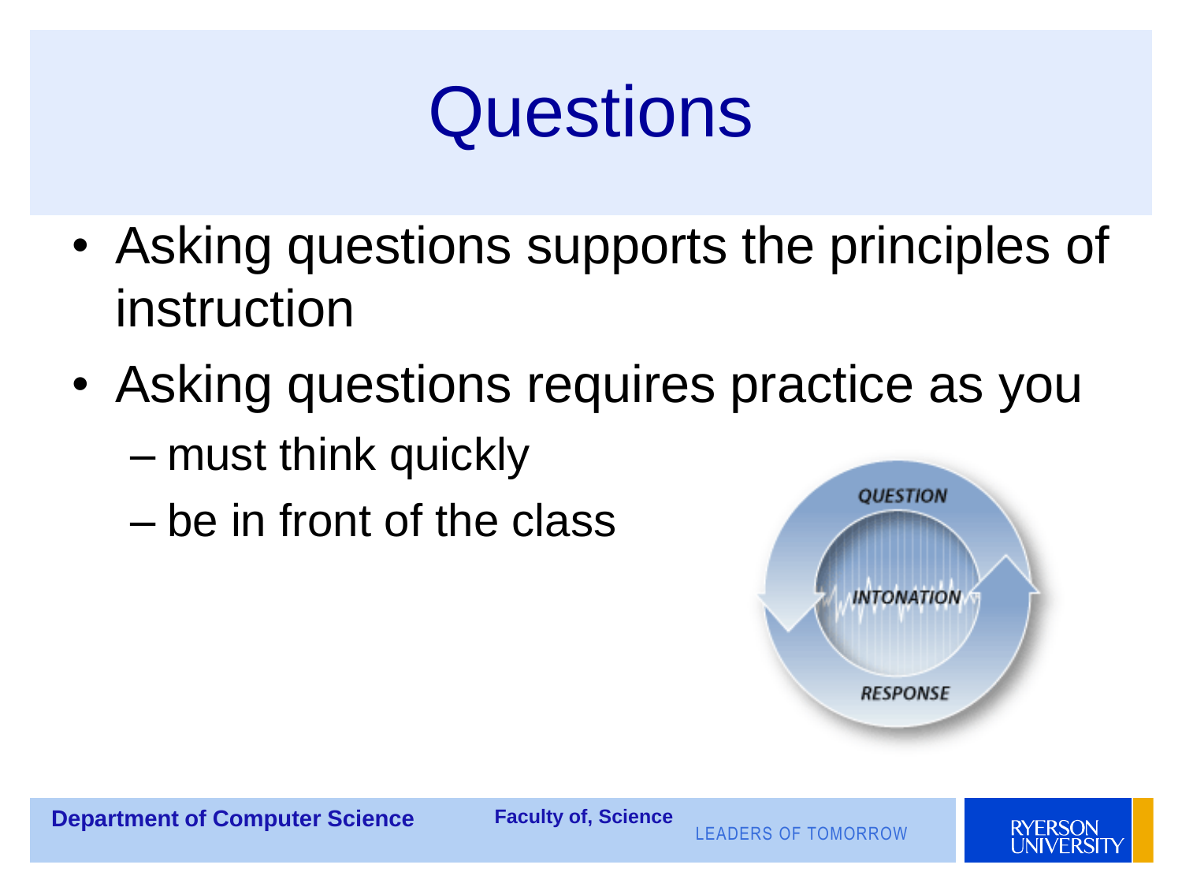# Questions

- Asking questions supports the principles of instruction
- Asking questions requires practice as you
  - must think quickly
  - be in front of the class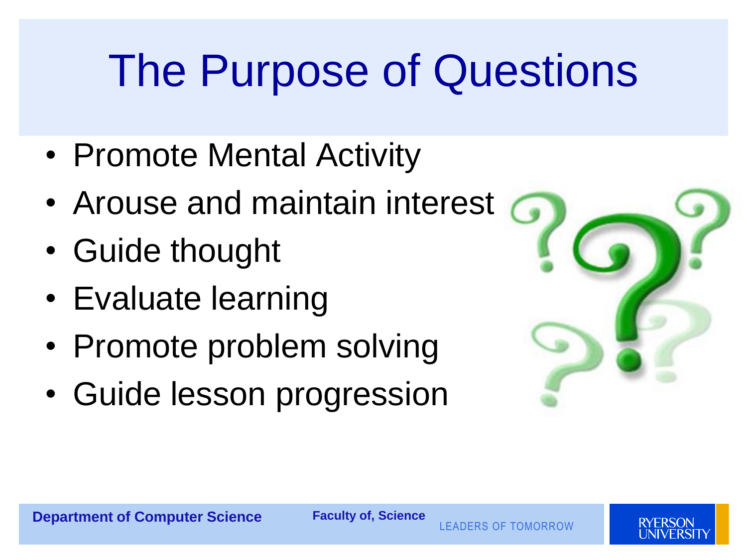# The Purpose of Questions

- Promote Mental Activity
- Arouse and maintain interest
- Guide thought
- Evaluate learning
- Promote problem solving
- Guide lesson progression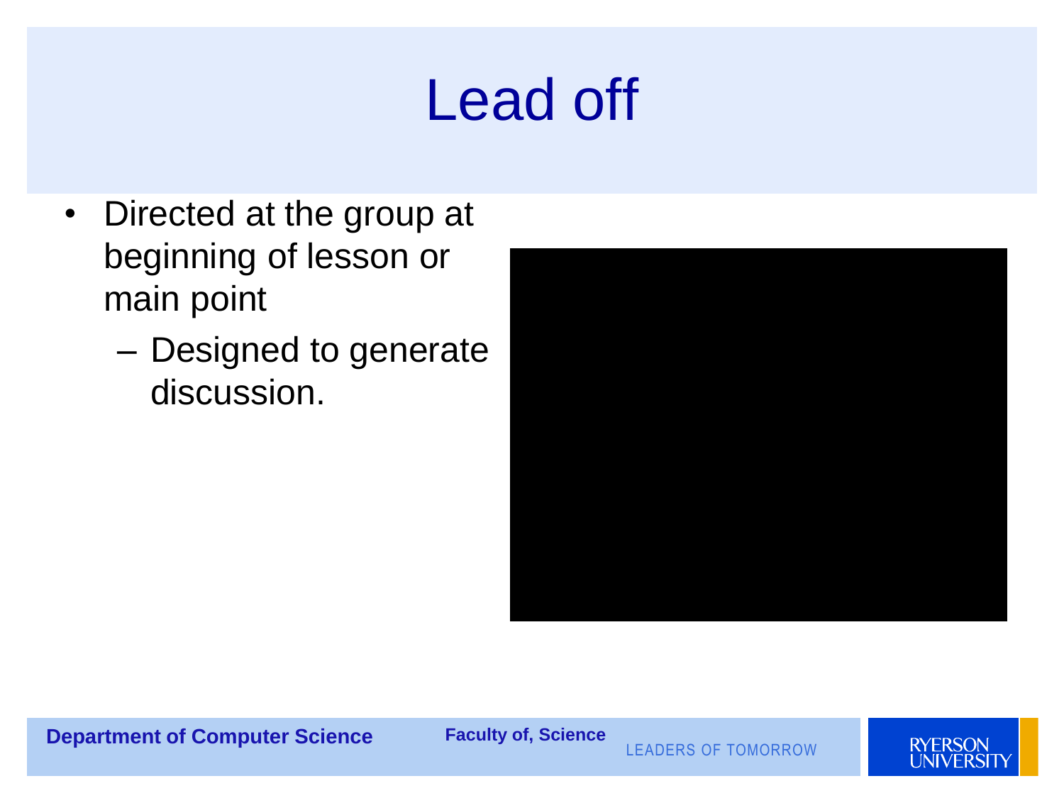# Lead off

- Directed at the group at beginning of lesson or main point
  - Designed to generate discussion.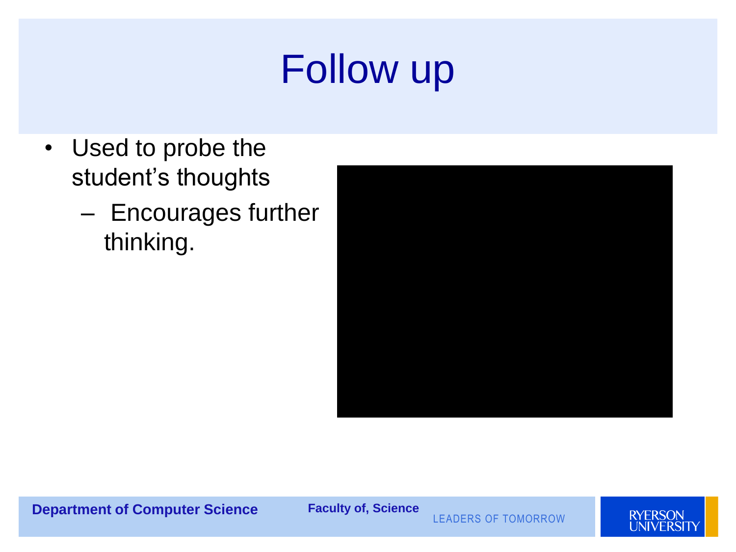# Follow up

- Used to probe the student's thoughts
  - Encourages further thinking.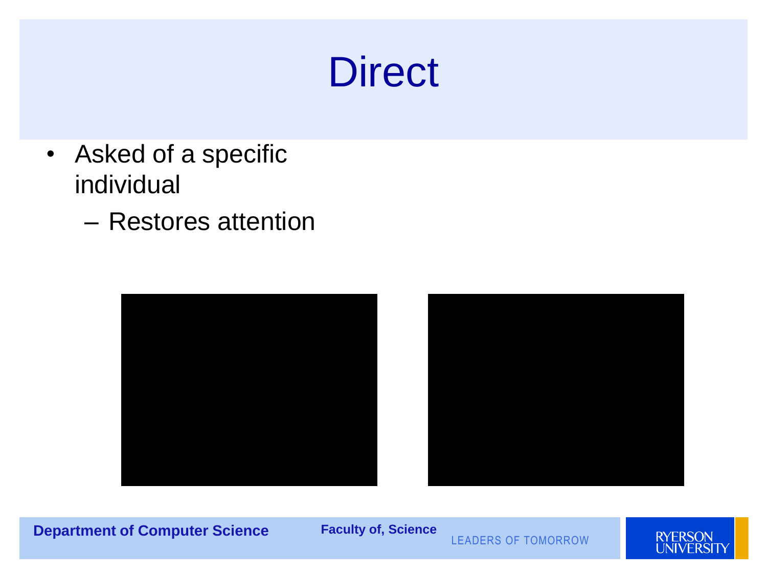# Direct

- Asked of a specific individual
  - Restores attention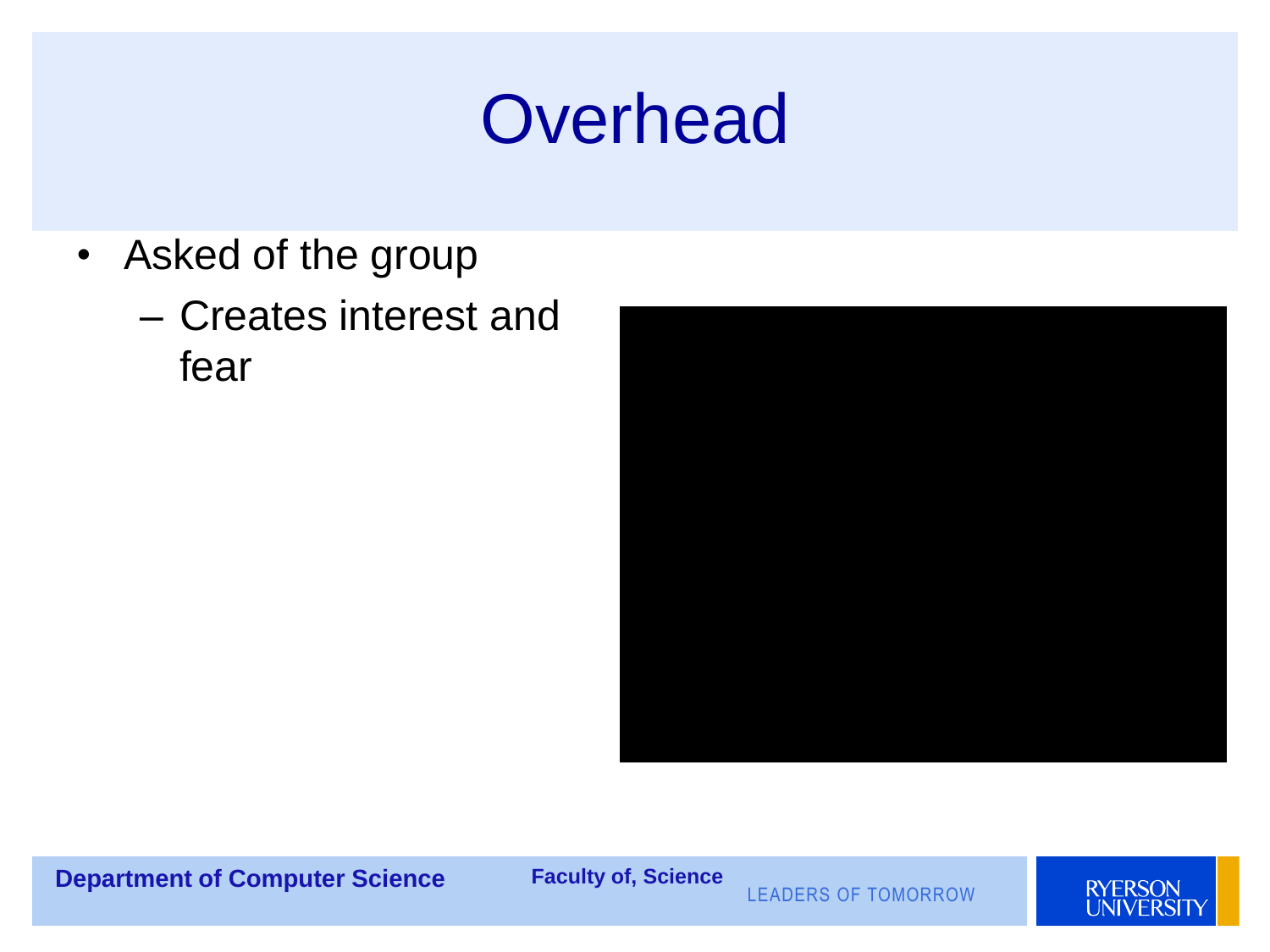# Overhead

- Asked of the group
  - Creates interest and fear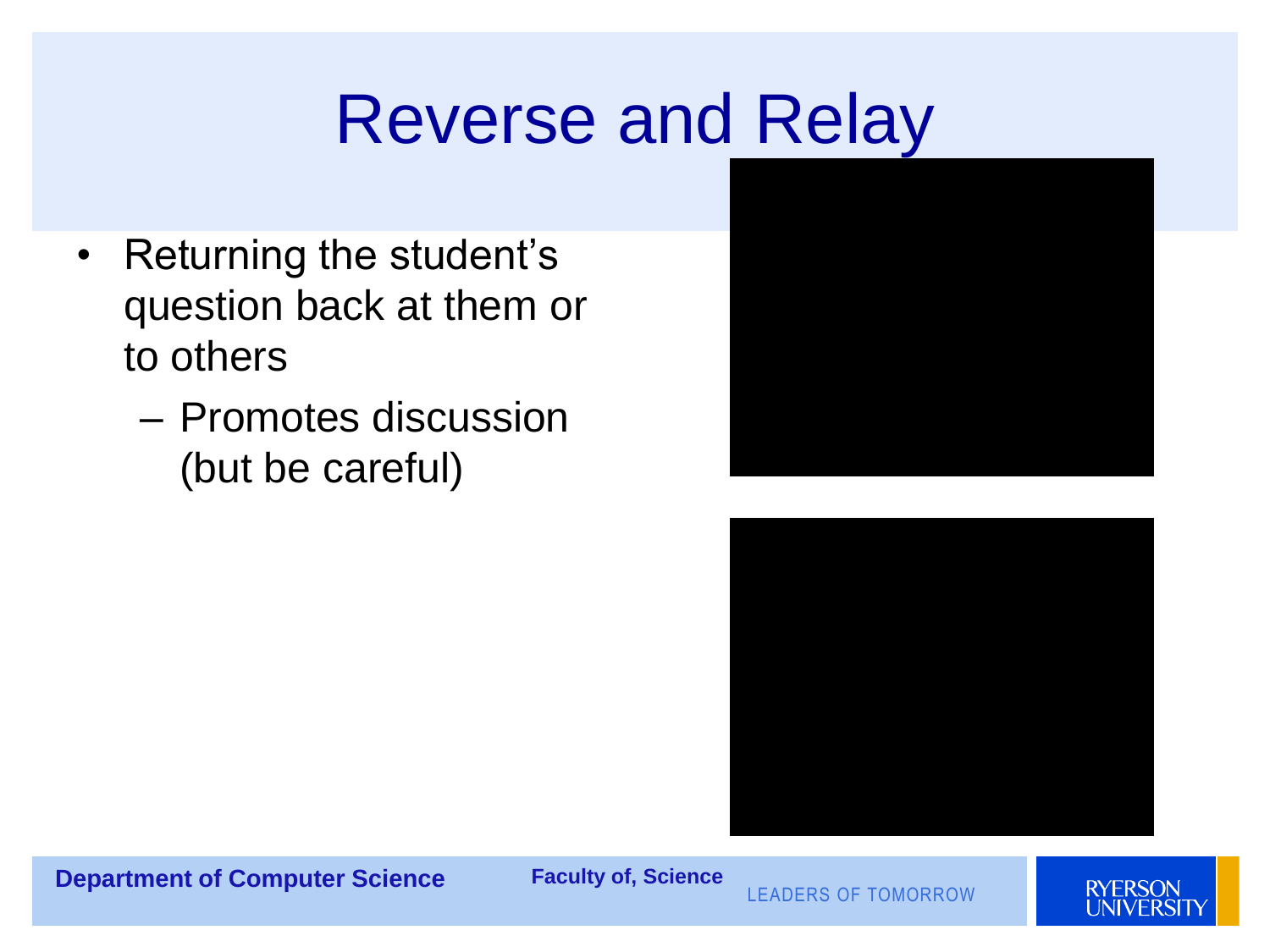# Reverse and Relay

- Returning the student's question back at them or to others
  - Promotes discussion (but be careful)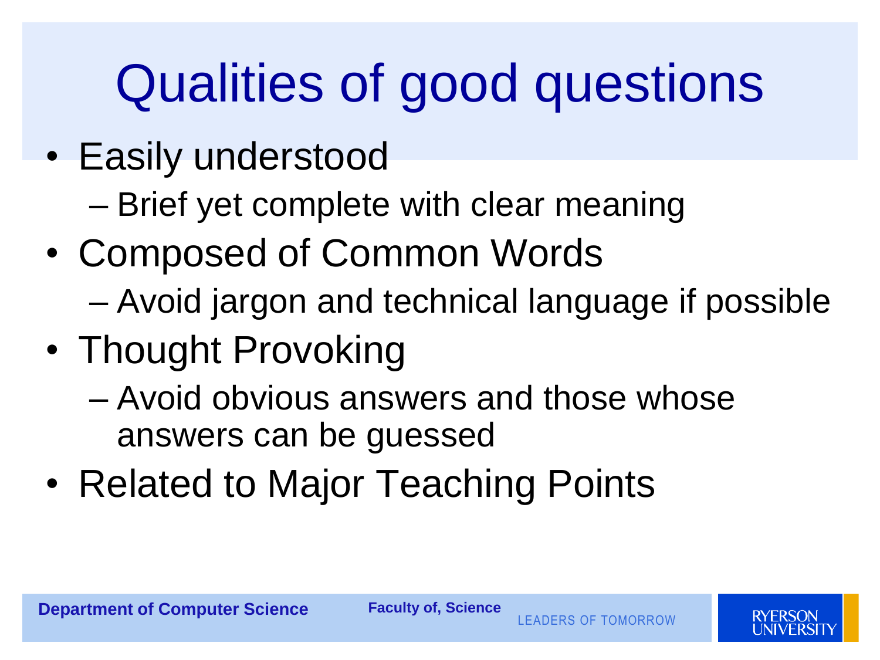# Qualities of good questions

- Easily understood
  - Brief yet complete with clear meaning
- Composed of Common Words
  - Avoid jargon and technical language if possible
- Thought Provoking
  - Avoid obvious answers and those whose answers can be guessed
- Related to Major Teaching Points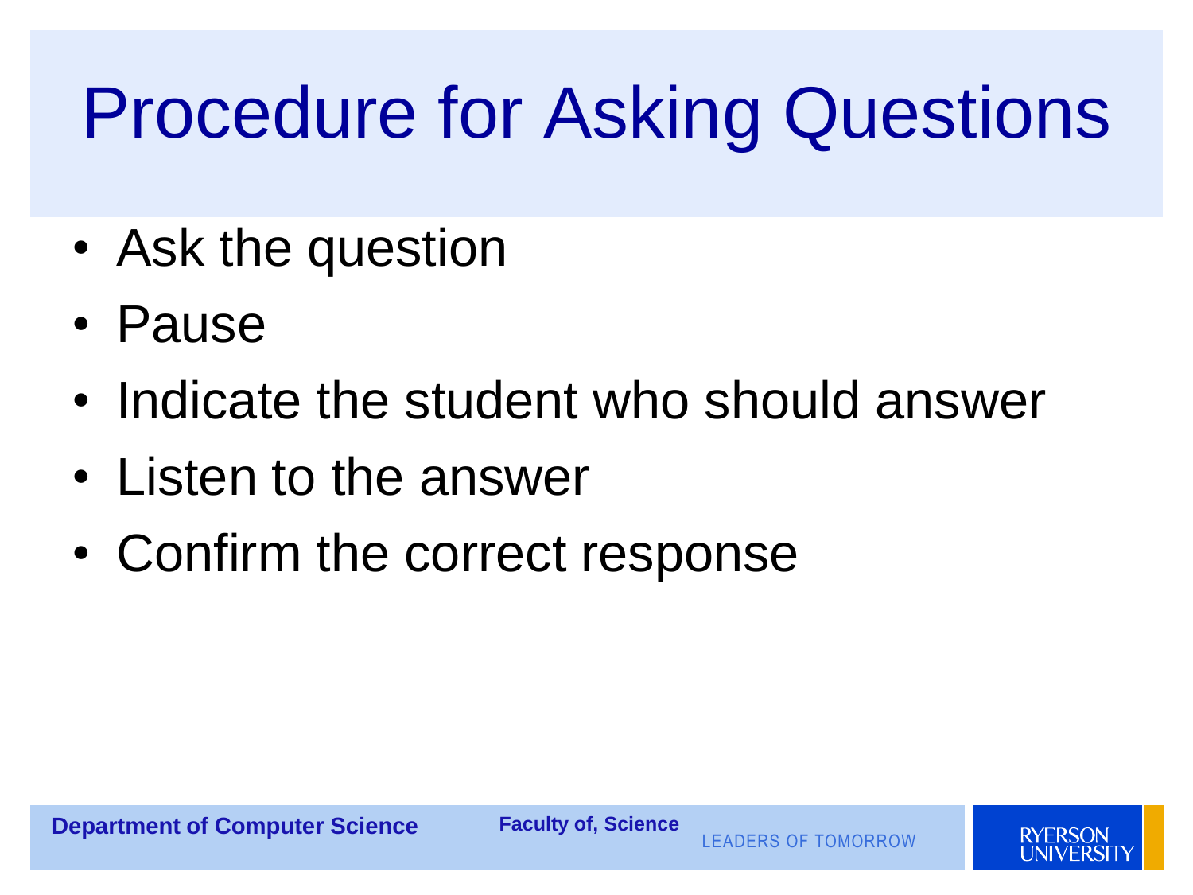# Procedure for Asking Questions

- Ask the question
- Pause
- Indicate the student who should answer
- Listen to the answer
- Confirm the correct response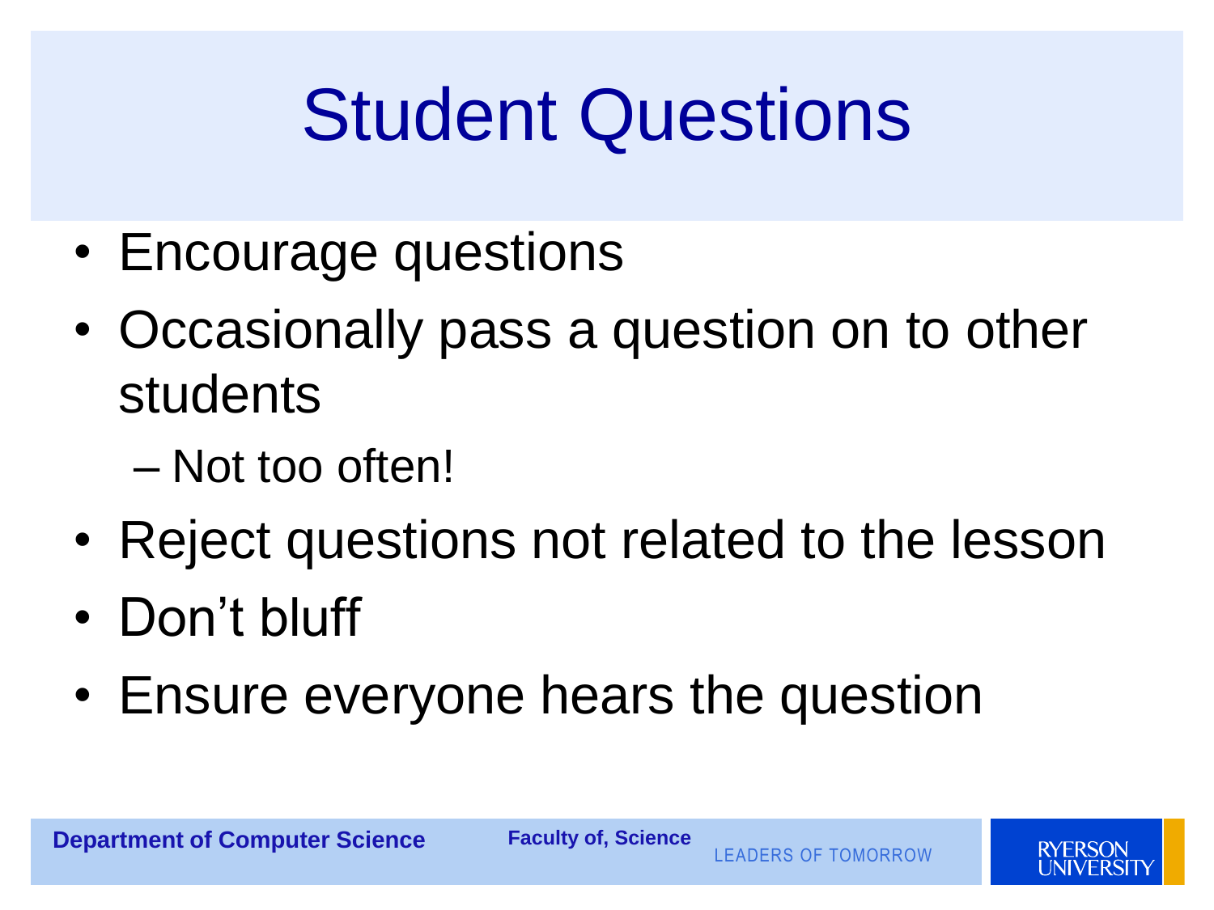# Student Questions

- Encourage questions
- Occasionally pass a question on to other students
  - Not too often!
- Reject questions not related to the lesson
- Don't bluff
- Ensure everyone hears the question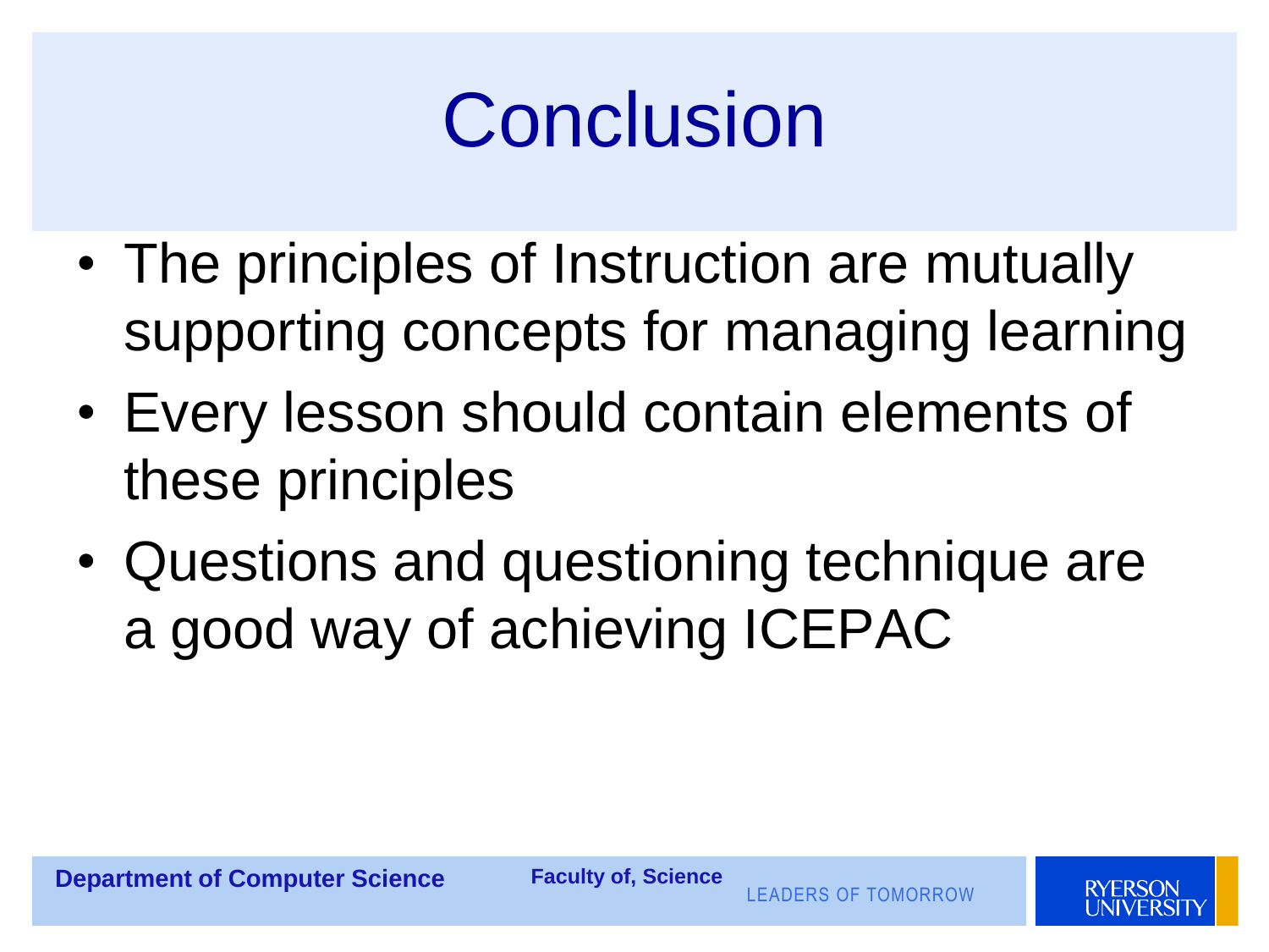# Conclusion

- The principles of Instruction are mutually supporting concepts for managing learning
- Every lesson should contain elements of these principles
- Questions and questioning technique are a good way of achieving ICEPAC